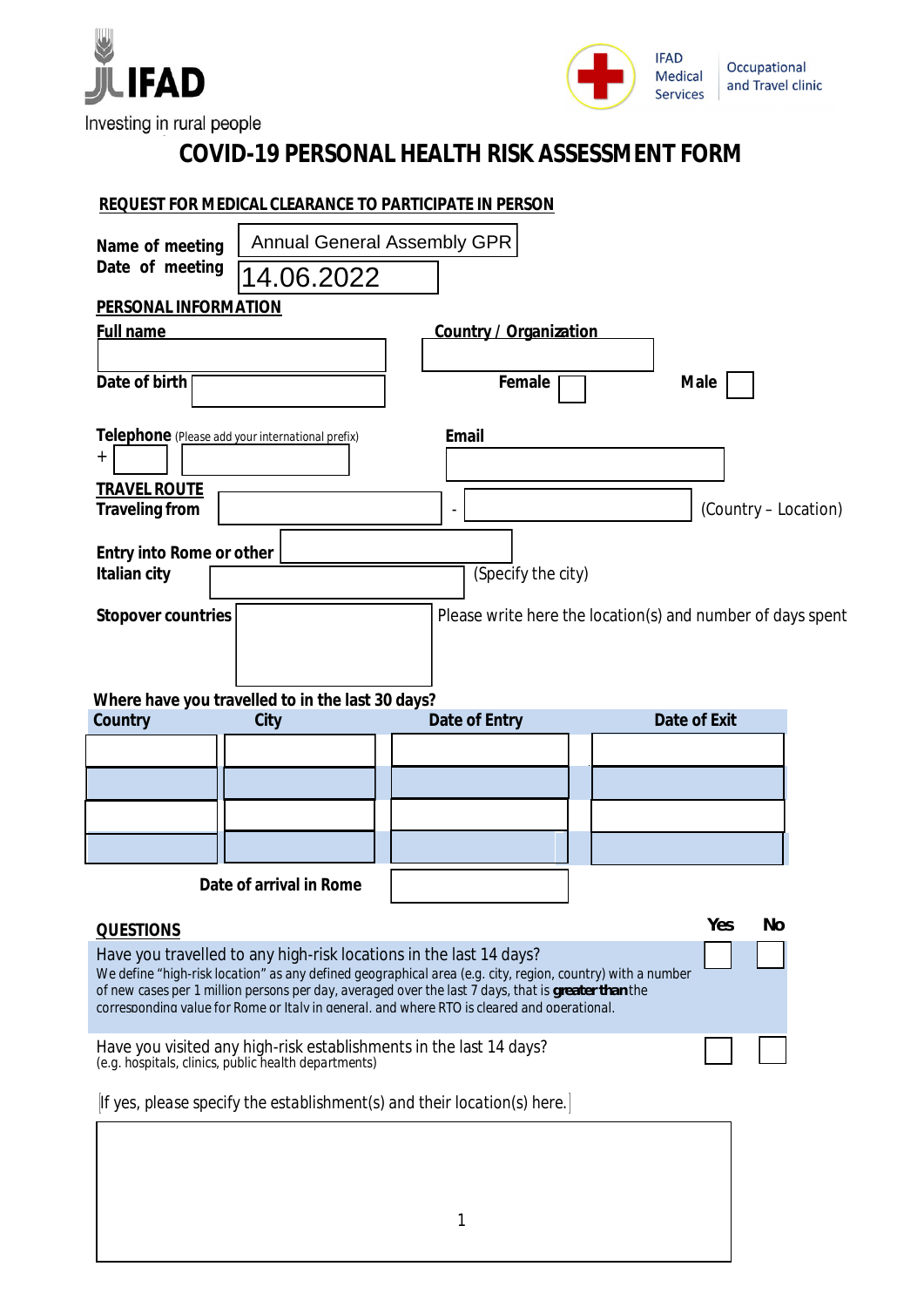IFAD

Investing in rural people

IFAD Medical Services | Occupational and Travel clinic

# COVID-19 PERSONAL HEALTH RISK ASSESSMENT FORM

## REQUEST FOR MEDICAL CLEARANCE TO PARTICIPATE IN PERSON

**Name of meeting** Annual General Assembly GPR

**Date of meeting** 14.06.2022

## PERSONAL INFORMATION

**Full name** ____________________ **Country / Organization** ____________________

**Date of birth** ____________________ **Female** ☐ **Male** ☐

**Telephone** (Please add your international prefix) + ____ ____________________ **Email** ____________________

## TRAVEL ROUTE

**Traveling from** ____________________ - ____________________ (Country – Location)

**Entry into Rome or other Italian city** ____________________ (Specify the city)

**Stopover countries** ____________________ Please write here the location(s) and number of days spent

**Where have you travelled to in the last 30 days?**

| Country | City | Date of Entry | Date of Exit |
|---|---|---|---|
| | | | |
| | | | |
| | | | |
| | | | |

**Date of arrival in Rome** ____________________

## QUESTIONS

| | Yes | No |
|---|---|---|
| Have you travelled to any high-risk locations in the last 14 days? We define "high-risk location" as any defined geographical area (e.g. city, region, country) with a number of new cases per 1 million persons per day, averaged over the last 7 days, that is **greater than** the corresponding value for Rome or Italy in general, and where RTO is cleared and operational. | ☐ | ☐ |
| Have you visited any high-risk establishments in the last 14 days? (e.g. hospitals, clinics, public health departments) | ☐ | ☐ |

If yes, please specify the establishment(s) and their location(s) here.

____________________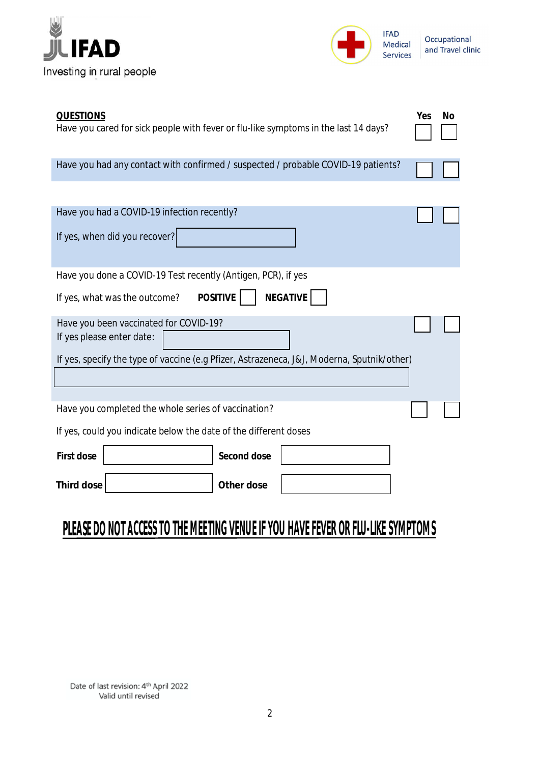IFAD

Investing in rural people

IFAD Medical Services | Occupational and Travel clinic

| **QUESTIONS** | **Yes** | **No** |
|---|---|---|
| Have you cared for sick people with fever or flu-like symptoms in the last 14 days? | ☐ | ☐ |
| Have you had any contact with confirmed / suspected / probable COVID-19 patients? | ☐ | ☐ |
| Have you had a COVID-19 infection recently? | ☐ | ☐ |

If yes, when did you recover? ______

Have you done a COVID-19 Test recently (Antigen, PCR), if yes

If yes, what was the outcome? **POSITIVE** ☐ **NEGATIVE** ☐

| | **Yes** | **No** |
|---|---|---|
| Have you been vaccinated for COVID-19? | ☐ | ☐ |

If yes please enter date: ______

If yes, specify the type of vaccine (e.g Pfizer, Astrazeneca, J&J, Moderna, Sputnik/other)

______

| | **Yes** | **No** |
|---|---|---|
| Have you completed the whole series of vaccination? | ☐ | ☐ |

If yes, could you indicate below the date of the different doses

| | | | |
|---|---|---|---|
| **First dose** | | **Second dose** | |
| **Third dose** | | **Other dose** | |

**PLEASE DO NOT ACCESS TO THE MEETING VENUE IF YOU HAVE FEVER OR FLU-LIKE SYMPTOMS**

Date of last revision: 4th April 2022
Valid until revised